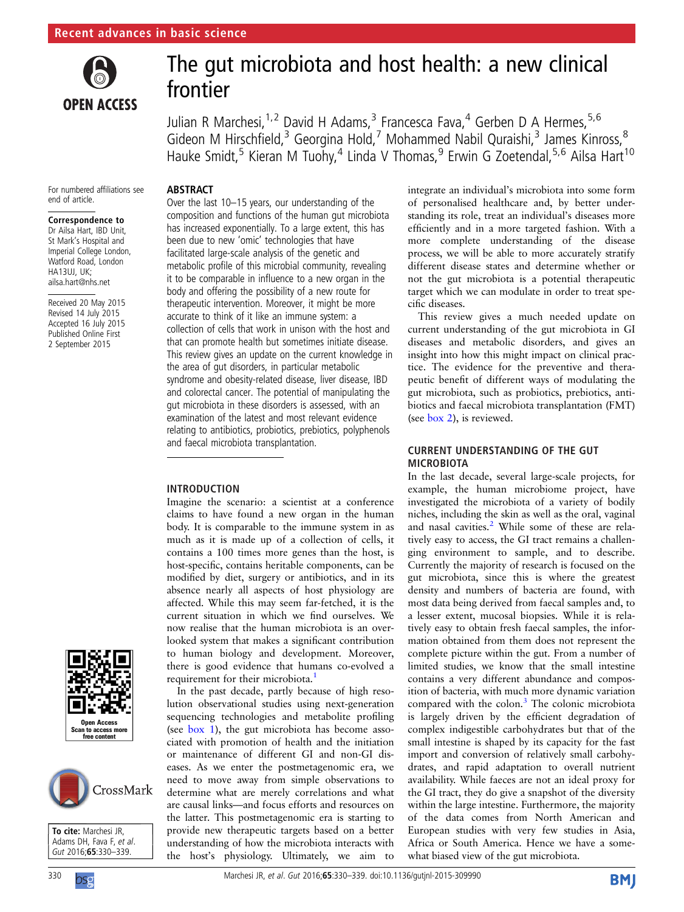# The gut microbiota and host health: a new clinical frontier

Julian R Marchesi,[1,2] David H Adams,[3] Francesca Fava,[4] Gerben D A Hermes,[5,6] Gideon M Hirschfield,[3] Georgina Hold,[7] Mohammed Nabil Quraishi,[3] James Kinross,[8] Hauke Smidt,[5] Kieran M Tuohy,[4] Linda V Thomas,[9] Erwin G Zoetendal,[5,6] Ailsa Hart[10]

For numbered affiliations see end of article.

**Correspondence to**
Dr Ailsa Hart, IBD Unit, St Mark's Hospital and Imperial College London, Watford Road, London HA13UJ, UK; ailsa.hart@nhs.net

Received 20 May 2015
Revised 14 July 2015
Accepted 16 July 2015
Published Online First 2 September 2015

**To cite:** Marchesi JR, Adams DH, Fava F, *et al. Gut* 2016;**65**:330–339.

## ABSTRACT

Over the last 10–15 years, our understanding of the composition and functions of the human gut microbiota has increased exponentially. To a large extent, this has been due to new 'omic' technologies that have facilitated large-scale analysis of the genetic and metabolic profile of this microbial community, revealing it to be comparable in influence to a new organ in the body and offering the possibility of a new route for therapeutic intervention. Moreover, it might be more accurate to think of it like an immune system: a collection of cells that work in unison with the host and that can promote health but sometimes initiate disease. This review gives an update on the current knowledge in the area of gut disorders, in particular metabolic syndrome and obesity-related disease, liver disease, IBD and colorectal cancer. The potential of manipulating the gut microbiota in these disorders is assessed, with an examination of the latest and most relevant evidence relating to antibiotics, probiotics, prebiotics, polyphenols and faecal microbiota transplantation.

## INTRODUCTION

Imagine the scenario: a scientist at a conference claims to have found a new organ in the human body. It is comparable to the immune system in as much as it is made up of a collection of cells, it contains a 100 times more genes than the host, is host-specific, contains heritable components, can be modified by diet, surgery or antibiotics, and in its absence nearly all aspects of host physiology are affected. While this may seem far-fetched, it is the current situation in which we find ourselves. We now realise that the human microbiota is an overlooked system that makes a significant contribution to human biology and development. Moreover, there is good evidence that humans co-evolved a requirement for their microbiota.[1]

In the past decade, partly because of high resolution observational studies using next-generation sequencing technologies and metabolite profiling (see box 1), the gut microbiota has become associated with promotion of health and the initiation or maintenance of different GI and non-GI diseases. As we enter the postmetagenomic era, we need to move away from simple observations to determine what are merely correlations and what are causal links—and focus efforts and resources on the latter. This postmetagenomic era is starting to provide new therapeutic targets based on a better understanding of how the microbiota interacts with the host's physiology. Ultimately, we aim to integrate an individual's microbiota into some form of personalised healthcare and, by better understanding its role, treat an individual's diseases more efficiently and in a more targeted fashion. With a more complete understanding of the disease process, we will be able to more accurately stratify different disease states and determine whether or not the gut microbiota is a potential therapeutic target which we can modulate in order to treat specific diseases.

This review gives a much needed update on current understanding of the gut microbiota in GI diseases and metabolic disorders, and gives an insight into how this might impact on clinical practice. The evidence for the preventive and therapeutic benefit of different ways of modulating the gut microbiota, such as probiotics, prebiotics, antibiotics and faecal microbiota transplantation (FMT) (see box 2), is reviewed.

## CURRENT UNDERSTANDING OF THE GUT MICROBIOTA

In the last decade, several large-scale projects, for example, the human microbiome project, have investigated the microbiota of a variety of bodily niches, including the skin as well as the oral, vaginal and nasal cavities.[2] While some of these are relatively easy to access, the GI tract remains a challenging environment to sample, and to describe. Currently the majority of research is focused on the gut microbiota, since this is where the greatest density and numbers of bacteria are found, with most data being derived from faecal samples and, to a lesser extent, mucosal biopsies. While it is relatively easy to obtain fresh faecal samples, the information obtained from them does not represent the complete picture within the gut. From a number of limited studies, we know that the small intestine contains a very different abundance and composition of bacteria, with much more dynamic variation compared with the colon.[3] The colonic microbiota is largely driven by the efficient degradation of complex indigestible carbohydrates but that of the small intestine is shaped by its capacity for the fast import and conversion of relatively small carbohydrates, and rapid adaptation to overall nutrient availability. While faeces are not an ideal proxy for the GI tract, they do give a snapshot of the diversity within the large intestine. Furthermore, the majority of the data comes from North American and European studies with very few studies in Asia, Africa or South America. Hence we have a somewhat biased view of the gut microbiota.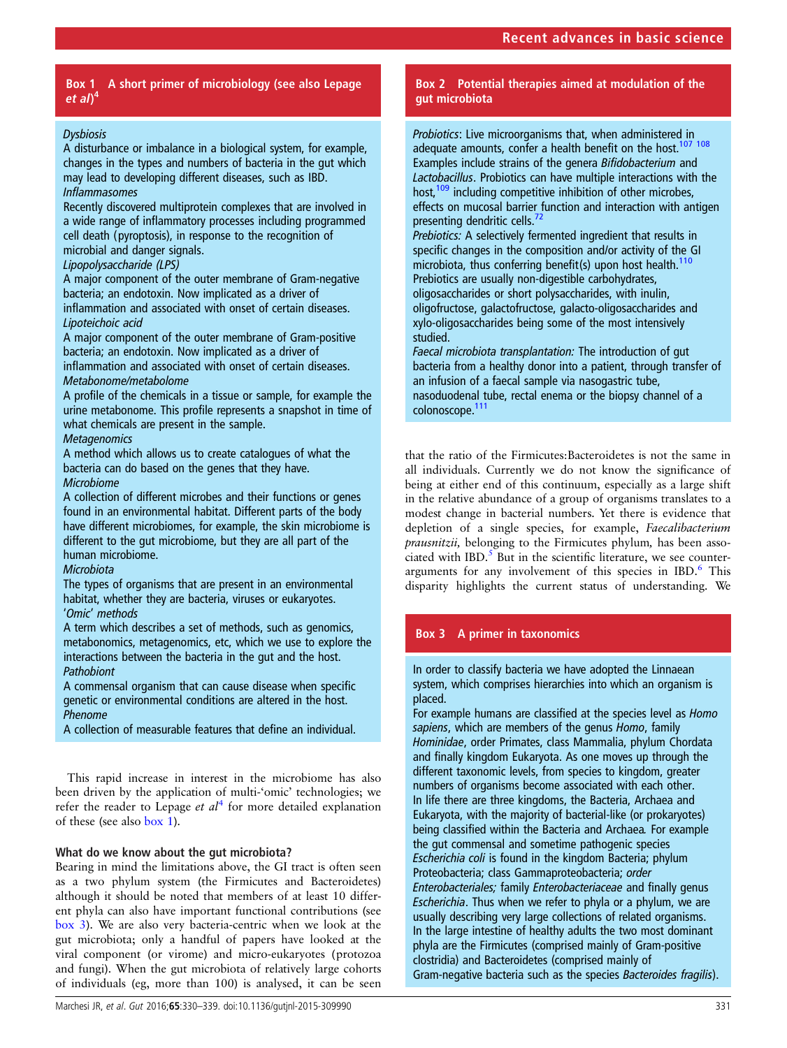## Box 1 A short primer of microbiology (see also Lepage *et al*)[4]

*Dysbiosis*
A disturbance or imbalance in a biological system, for example, changes in the types and numbers of bacteria in the gut which may lead to developing different diseases, such as IBD.

*Inflammasomes*
Recently discovered multiprotein complexes that are involved in a wide range of inflammatory processes including programmed cell death (pyroptosis), in response to the recognition of microbial and danger signals.

*Lipopolysaccharide (LPS)*
A major component of the outer membrane of Gram-negative bacteria; an endotoxin. Now implicated as a driver of inflammation and associated with onset of certain diseases.

*Lipoteichoic acid*
A major component of the outer membrane of Gram-positive bacteria; an endotoxin. Now implicated as a driver of inflammation and associated with onset of certain diseases.

*Metabonome/metabolome*
A profile of the chemicals in a tissue or sample, for example the urine metabonome. This profile represents a snapshot in time of what chemicals are present in the sample.

*Metagenomics*
A method which allows us to create catalogues of what the bacteria can do based on the genes that they have.

*Microbiome*
A collection of different microbes and their functions or genes found in an environmental habitat. Different parts of the body have different microbiomes, for example, the skin microbiome is different to the gut microbiome, but they are all part of the human microbiome.

*Microbiota*
The types of organisms that are present in an environmental habitat, whether they are bacteria, viruses or eukaryotes.

*'Omic' methods*
A term which describes a set of methods, such as genomics, metabonomics, metagenomics, etc, which we use to explore the interactions between the bacteria in the gut and the host.

*Pathobiont*
A commensal organism that can cause disease when specific genetic or environmental conditions are altered in the host.

*Phenome*
A collection of measurable features that define an individual.

This rapid increase in interest in the microbiome has also been driven by the application of multi-'omic' technologies; we refer the reader to Lepage *et al*[4] for more detailed explanation of these (see also box 1).

### What do we know about the gut microbiota?

Bearing in mind the limitations above, the GI tract is often seen as a two phylum system (the Firmicutes and Bacteroidetes) although it should be noted that members of at least 10 different phyla can also have important functional contributions (see box 3). We are also very bacteria-centric when we look at the gut microbiota; only a handful of papers have looked at the viral component (or virome) and micro-eukaryotes (protozoa and fungi). When the gut microbiota of relatively large cohorts of individuals (eg, more than 100) is analysed, it can be seen that the ratio of the Firmicutes:Bacteroidetes is not the same in all individuals. Currently we do not know the significance of being at either end of this continuum, especially as a large shift in the relative abundance of a group of organisms translates to a modest change in bacterial numbers. Yet there is evidence that depletion of a single species, for example, *Faecalibacterium prausnitzii*, belonging to the Firmicutes phylum, has been associated with IBD.[5] But in the scientific literature, we see counterarguments for any involvement of this species in IBD.[6] This disparity highlights the current status of understanding. We

## Box 2 Potential therapies aimed at modulation of the gut microbiota

*Probiotics*: Live microorganisms that, when administered in adequate amounts, confer a health benefit on the host.[107 108] Examples include strains of the genera *Bifidobacterium* and *Lactobacillus*. Probiotics can have multiple interactions with the host,[109] including competitive inhibition of other microbes, effects on mucosal barrier function and interaction with antigen presenting dendritic cells.[72]

*Prebiotics:* A selectively fermented ingredient that results in specific changes in the composition and/or activity of the GI microbiota, thus conferring benefit(s) upon host health.[110] Prebiotics are usually non-digestible carbohydrates, oligosaccharides or short polysaccharides, with inulin, oligofructose, galactofructose, galacto-oligosaccharides and xylo-oligosaccharides being some of the most intensively studied.

*Faecal microbiota transplantation:* The introduction of gut bacteria from a healthy donor into a patient, through transfer of an infusion of a faecal sample via nasogastric tube, nasoduodenal tube, rectal enema or the biopsy channel of a colonoscope.[111]

## Box 3 A primer in taxonomics

In order to classify bacteria we have adopted the Linnaean system, which comprises hierarchies into which an organism is placed.

For example humans are classified at the species level as *Homo sapiens*, which are members of the genus *Homo*, family *Hominidae*, order Primates, class Mammalia, phylum Chordata and finally kingdom Eukaryota. As one moves up through the different taxonomic levels, from species to kingdom, greater numbers of organisms become associated with each other.

In life there are three kingdoms, the Bacteria, Archaea and Eukaryota, with the majority of bacterial-like (or prokaryotes) being classified within the Bacteria and Archaea. For example the gut commensal and sometime pathogenic species *Escherichia coli* is found in the kingdom Bacteria; phylum Proteobacteria; class Gammaproteobacteria; *order Enterobacteriales; family Enterobacteriaceae* and finally genus *Escherichia*. Thus when we refer to phyla or a phylum, we are usually describing very large collections of related organisms.

In the large intestine of healthy adults the two most dominant phyla are the Firmicutes (comprised mainly of Gram-positive clostridia) and Bacteroidetes (comprised mainly of Gram-negative bacteria such as the species *Bacteroides fragilis*).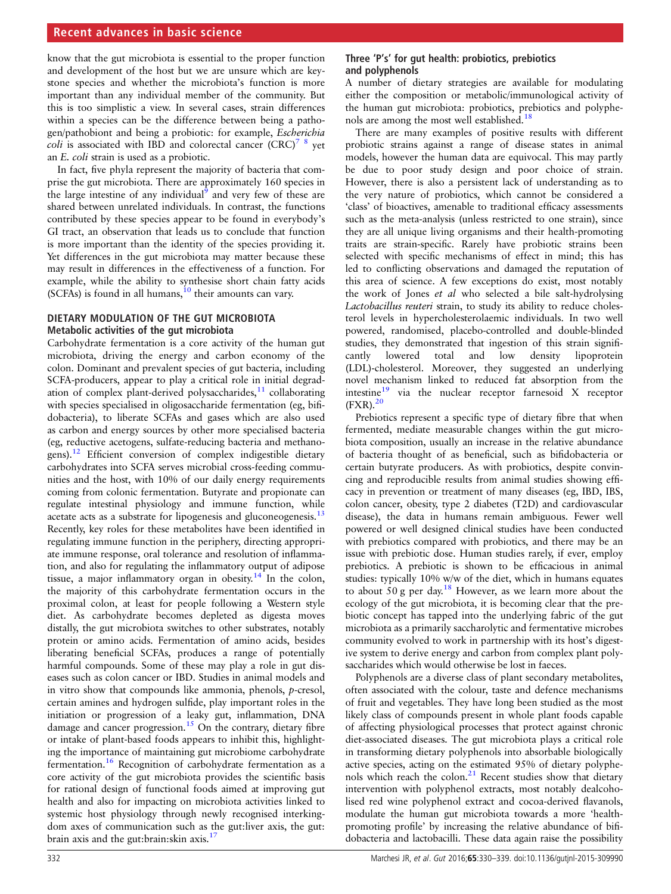know that the gut microbiota is essential to the proper function and development of the host but we are unsure which are keystone species and whether the microbiota's function is more important than any individual member of the community. But this is too simplistic a view. In several cases, strain differences within a species can be the difference between being a pathogen/pathobiont and being a probiotic: for example, *Escherichia coli* is associated with IBD and colorectal cancer (CRC)[7 8] yet an *E. coli* strain is used as a probiotic.

In fact, five phyla represent the majority of bacteria that comprise the gut microbiota. There are approximately 160 species in the large intestine of any individual[9] and very few of these are shared between unrelated individuals. In contrast, the functions contributed by these species appear to be found in everybody's GI tract, an observation that leads us to conclude that function is more important than the identity of the species providing it. Yet differences in the gut microbiota may matter because these may result in differences in the effectiveness of a function. For example, while the ability to synthesise short chain fatty acids (SCFAs) is found in all humans,[10] their amounts can vary.

## DIETARY MODULATION OF THE GUT MICROBIOTA

### Metabolic activities of the gut microbiota

Carbohydrate fermentation is a core activity of the human gut microbiota, driving the energy and carbon economy of the colon. Dominant and prevalent species of gut bacteria, including SCFA-producers, appear to play a critical role in initial degradation of complex plant-derived polysaccharides,[11] collaborating with species specialised in oligosaccharide fermentation (eg, bifidobacteria), to liberate SCFAs and gases which are also used as carbon and energy sources by other more specialised bacteria (eg, reductive acetogens, sulfate-reducing bacteria and methanogens).[12] Efficient conversion of complex indigestible dietary carbohydrates into SCFA serves microbial cross-feeding communities and the host, with 10% of our daily energy requirements coming from colonic fermentation. Butyrate and propionate can regulate intestinal physiology and immune function, while acetate acts as a substrate for lipogenesis and gluconeogenesis.[13] Recently, key roles for these metabolites have been identified in regulating immune function in the periphery, directing appropriate immune response, oral tolerance and resolution of inflammation, and also for regulating the inflammatory output of adipose tissue, a major inflammatory organ in obesity.[14] In the colon, the majority of this carbohydrate fermentation occurs in the proximal colon, at least for people following a Western style diet. As carbohydrate becomes depleted as digesta moves distally, the gut microbiota switches to other substrates, notably protein or amino acids. Fermentation of amino acids, besides liberating beneficial SCFAs, produces a range of potentially harmful compounds. Some of these may play a role in gut diseases such as colon cancer or IBD. Studies in animal models and in vitro show that compounds like ammonia, phenols, *p*-cresol, certain amines and hydrogen sulfide, play important roles in the initiation or progression of a leaky gut, inflammation, DNA damage and cancer progression.[15] On the contrary, dietary fibre or intake of plant-based foods appears to inhibit this, highlighting the importance of maintaining gut microbiome carbohydrate fermentation.[16] Recognition of carbohydrate fermentation as a core activity of the gut microbiota provides the scientific basis for rational design of functional foods aimed at improving gut health and also for impacting on microbiota activities linked to systemic host physiology through newly recognised interkingdom axes of communication such as the gut:liver axis, the gut:brain axis and the gut:brain:skin axis.[17]

### Three 'P's' for gut health: probiotics, prebiotics and polyphenols

A number of dietary strategies are available for modulating either the composition or metabolic/immunological activity of the human gut microbiota: probiotics, prebiotics and polyphenols are among the most well established.[18]

There are many examples of positive results with different probiotic strains against a range of disease states in animal models, however the human data are equivocal. This may partly be due to poor study design and poor choice of strain. However, there is also a persistent lack of understanding as to the very nature of probiotics, which cannot be considered a 'class' of bioactives, amenable to traditional efficacy assessments such as the meta-analysis (unless restricted to one strain), since they are all unique living organisms and their health-promoting traits are strain-specific. Rarely have probiotic strains been selected with specific mechanisms of effect in mind; this has led to conflicting observations and damaged the reputation of this area of science. A few exceptions do exist, most notably the work of Jones *et al* who selected a bile salt-hydrolysing *Lactobacillus reuteri* strain, to study its ability to reduce cholesterol levels in hypercholesterolaemic individuals. In two well powered, randomised, placebo-controlled and double-blinded studies, they demonstrated that ingestion of this strain significantly lowered total and low density lipoprotein (LDL)-cholesterol. Moreover, they suggested an underlying novel mechanism linked to reduced fat absorption from the intestine[19] via the nuclear receptor farnesoid X receptor (FXR).[20]

Prebiotics represent a specific type of dietary fibre that when fermented, mediate measurable changes within the gut microbiota composition, usually an increase in the relative abundance of bacteria thought of as beneficial, such as bifidobacteria or certain butyrate producers. As with probiotics, despite convincing and reproducible results from animal studies showing efficacy in prevention or treatment of many diseases (eg, IBD, IBS, colon cancer, obesity, type 2 diabetes (T2D) and cardiovascular disease), the data in humans remain ambiguous. Fewer well powered or well designed clinical studies have been conducted with prebiotics compared with probiotics, and there may be an issue with prebiotic dose. Human studies rarely, if ever, employ prebiotics. A prebiotic is shown to be efficacious in animal studies: typically 10% w/w of the diet, which in humans equates to about 50 g per day.[18] However, as we learn more about the ecology of the gut microbiota, it is becoming clear that the prebiotic concept has tapped into the underlying fabric of the gut microbiota as a primarily saccharolytic and fermentative microbes community evolved to work in partnership with its host's digestive system to derive energy and carbon from complex plant polysaccharides which would otherwise be lost in faeces.

Polyphenols are a diverse class of plant secondary metabolites, often associated with the colour, taste and defence mechanisms of fruit and vegetables. They have long been studied as the most likely class of compounds present in whole plant foods capable of affecting physiological processes that protect against chronic diet-associated diseases. The gut microbiota plays a critical role in transforming dietary polyphenols into absorbable biologically active species, acting on the estimated 95% of dietary polyphenols which reach the colon.[21] Recent studies show that dietary intervention with polyphenol extracts, most notably dealcoholised red wine polyphenol extract and cocoa-derived flavanols, modulate the human gut microbiota towards a more 'health-promoting profile' by increasing the relative abundance of bifidobacteria and lactobacilli. These data again raise the possibility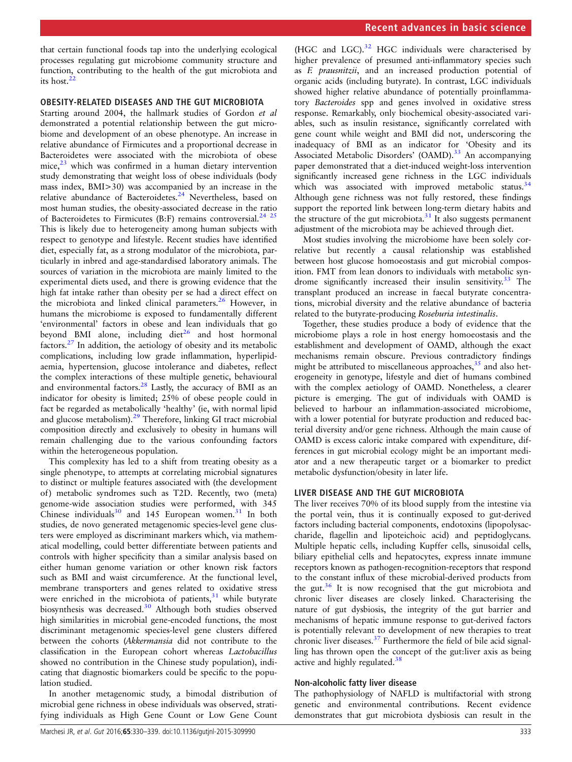that certain functional foods tap into the underlying ecological processes regulating gut microbiome community structure and function, contributing to the health of the gut microbiota and its host.[22]

## OBESITY-RELATED DISEASES AND THE GUT MICROBIOTA

Starting around 2004, the hallmark studies of Gordon *et al* demonstrated a potential relationship between the gut microbiome and development of an obese phenotype. An increase in relative abundance of Firmicutes and a proportional decrease in Bacteroidetes were associated with the microbiota of obese mice,[23] which was confirmed in a human dietary intervention study demonstrating that weight loss of obese individuals (body mass index, BMI>30) was accompanied by an increase in the relative abundance of Bacteroidetes.[24] Nevertheless, based on most human studies, the obesity-associated decrease in the ratio of Bacteroidetes to Firmicutes (B:F) remains controversial.[24 25] This is likely due to heterogeneity among human subjects with respect to genotype and lifestyle. Recent studies have identified diet, especially fat, as a strong modulator of the microbiota, particularly in inbred and age-standardised laboratory animals. The sources of variation in the microbiota are mainly limited to the experimental diets used, and there is growing evidence that the high fat intake rather than obesity per se had a direct effect on the microbiota and linked clinical parameters.[26] However, in humans the microbiome is exposed to fundamentally different 'environmental' factors in obese and lean individuals that go beyond BMI alone, including diet[26] and host hormonal factors.[27] In addition, the aetiology of obesity and its metabolic complications, including low grade inflammation, hyperlipidaemia, hypertension, glucose intolerance and diabetes, reflect the complex interactions of these multiple genetic, behavioural and environmental factors.[28] Lastly, the accuracy of BMI as an indicator for obesity is limited; 25% of obese people could in fact be regarded as metabolically 'healthy' (ie, with normal lipid and glucose metabolism).[29] Therefore, linking GI tract microbial composition directly and exclusively to obesity in humans will remain challenging due to the various confounding factors within the heterogeneous population.

This complexity has led to a shift from treating obesity as a single phenotype, to attempts at correlating microbial signatures to distinct or multiple features associated with (the development of) metabolic syndromes such as T2D. Recently, two (meta) genome-wide association studies were performed, with 345 Chinese individuals[30] and 145 European women.[31] In both studies, de novo generated metagenomic species-level gene clusters were employed as discriminant markers which, via mathematical modelling, could better differentiate between patients and controls with higher specificity than a similar analysis based on either human genome variation or other known risk factors such as BMI and waist circumference. At the functional level, membrane transporters and genes related to oxidative stress were enriched in the microbiota of patients,[31] while butyrate biosynthesis was decreased.[30] Although both studies observed high similarities in microbial gene-encoded functions, the most discriminant metagenomic species-level gene clusters differed between the cohorts (*Akkermansia* did not contribute to the classification in the European cohort whereas *Lactobacillus* showed no contribution in the Chinese study population), indicating that diagnostic biomarkers could be specific to the population studied.

In another metagenomic study, a bimodal distribution of microbial gene richness in obese individuals was observed, stratifying individuals as High Gene Count or Low Gene Count (HGC and LGC).[32] HGC individuals were characterised by higher prevalence of presumed anti-inflammatory species such as *F. prausnitzii*, and an increased production potential of organic acids (including butyrate). In contrast, LGC individuals showed higher relative abundance of potentially proinflammatory *Bacteroides* spp and genes involved in oxidative stress response. Remarkably, only biochemical obesity-associated variables, such as insulin resistance, significantly correlated with gene count while weight and BMI did not, underscoring the inadequacy of BMI as an indicator for 'Obesity and its Associated Metabolic Disorders' (OAMD).[33] An accompanying paper demonstrated that a diet-induced weight-loss intervention significantly increased gene richness in the LGC individuals which was associated with improved metabolic status.[34] Although gene richness was not fully restored, these findings support the reported link between long-term dietary habits and the structure of the gut microbiota.[31] It also suggests permanent adjustment of the microbiota may be achieved through diet.

Most studies involving the microbiome have been solely correlative but recently a causal relationship was established between host glucose homoeostasis and gut microbial composition. FMT from lean donors to individuals with metabolic syndrome significantly increased their insulin sensitivity.[33] The transplant produced an increase in faecal butyrate concentrations, microbial diversity and the relative abundance of bacteria related to the butyrate-producing *Roseburia intestinalis*.

Together, these studies produce a body of evidence that the microbiome plays a role in host energy homoeostasis and the establishment and development of OAMD, although the exact mechanisms remain obscure. Previous contradictory findings might be attributed to miscellaneous approaches,[35] and also heterogeneity in genotype, lifestyle and diet of humans combined with the complex aetiology of OAMD. Nonetheless, a clearer picture is emerging. The gut of individuals with OAMD is believed to harbour an inflammation-associated microbiome, with a lower potential for butyrate production and reduced bacterial diversity and/or gene richness. Although the main cause of OAMD is excess caloric intake compared with expenditure, differences in gut microbial ecology might be an important mediator and a new therapeutic target or a biomarker to predict metabolic dysfunction/obesity in later life.

## LIVER DISEASE AND THE GUT MICROBIOTA

The liver receives 70% of its blood supply from the intestine via the portal vein, thus it is continually exposed to gut-derived factors including bacterial components, endotoxins (lipopolysaccharide, flagellin and lipoteichoic acid) and peptidoglycans. Multiple hepatic cells, including Kupffer cells, sinusoidal cells, biliary epithelial cells and hepatocytes, express innate immune receptors known as pathogen-recognition-receptors that respond to the constant influx of these microbial-derived products from the gut.[36] It is now recognised that the gut microbiota and chronic liver diseases are closely linked. Characterising the nature of gut dysbiosis, the integrity of the gut barrier and mechanisms of hepatic immune response to gut-derived factors is potentially relevant to development of new therapies to treat chronic liver diseases.[37] Furthermore the field of bile acid signalling has thrown open the concept of the gut:liver axis as being active and highly regulated.[38]

### Non-alcoholic fatty liver disease

The pathophysiology of NAFLD is multifactorial with strong genetic and environmental contributions. Recent evidence demonstrates that gut microbiota dysbiosis can result in the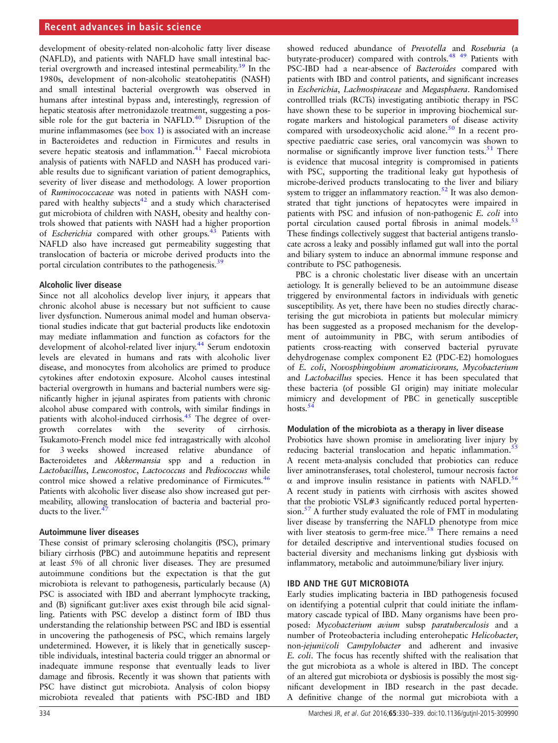development of obesity-related non-alcoholic fatty liver disease (NAFLD), and patients with NAFLD have small intestinal bacterial overgrowth and increased intestinal permeability.[39] In the 1980s, development of non-alcoholic steatohepatitis (NASH) and small intestinal bacterial overgrowth was observed in humans after intestinal bypass and, interestingly, regression of hepatic steatosis after metronidazole treatment, suggesting a possible role for the gut bacteria in NAFLD.[40] Disruption of the murine inflammasomes (see box 1) is associated with an increase in Bacteroidetes and reduction in Firmicutes and results in severe hepatic steatosis and inflammation.[41] Faecal microbiota analysis of patients with NAFLD and NASH has produced variable results due to significant variation of patient demographics, severity of liver disease and methodology. A lower proportion of *Ruminococcaceae* was noted in patients with NASH compared with healthy subjects[42] and a study which characterised gut microbiota of children with NASH, obesity and healthy controls showed that patients with NASH had a higher proportion of *Escherichia* compared with other groups.[43] Patients with NAFLD also have increased gut permeability suggesting that translocation of bacteria or microbe derived products into the portal circulation contributes to the pathogenesis.[39]

### Alcoholic liver disease

Since not all alcoholics develop liver injury, it appears that chronic alcohol abuse is necessary but not sufficient to cause liver dysfunction. Numerous animal model and human observational studies indicate that gut bacterial products like endotoxin may mediate inflammation and function as cofactors for the development of alcohol-related liver injury.[44] Serum endotoxin levels are elevated in humans and rats with alcoholic liver disease, and monocytes from alcoholics are primed to produce cytokines after endotoxin exposure. Alcohol causes intestinal bacterial overgrowth in humans and bacterial numbers were significantly higher in jejunal aspirates from patients with chronic alcohol abuse compared with controls, with similar findings in patients with alcohol-induced cirrhosis.[45] The degree of overgrowth correlates with the severity of cirrhosis. Tsukamoto-French model mice fed intragastrically with alcohol for 3 weeks showed increased relative abundance of Bacteroidetes and *Akkermansia* spp and a reduction in *Lactobacillus*, *Leuconostoc*, *Lactococcus* and *Pediococcus* while control mice showed a relative predominance of Firmicutes.[46] Patients with alcoholic liver disease also show increased gut permeability, allowing translocation of bacteria and bacterial products to the liver.[47]

### Autoimmune liver diseases

These consist of primary sclerosing cholangitis (PSC), primary biliary cirrhosis (PBC) and autoimmune hepatitis and represent at least 5% of all chronic liver diseases. They are presumed autoimmune conditions but the expectation is that the gut microbiota is relevant to pathogenesis, particularly because (A) PSC is associated with IBD and aberrant lymphocyte tracking, and (B) significant gut:liver axes exist through bile acid signalling. Patients with PSC develop a distinct form of IBD thus understanding the relationship between PSC and IBD is essential in uncovering the pathogenesis of PSC, which remains largely undetermined. However, it is likely that in genetically susceptible individuals, intestinal bacteria could trigger an abnormal or inadequate immune response that eventually leads to liver damage and fibrosis. Recently it was shown that patients with PSC have distinct gut microbiota. Analysis of colon biopsy microbiota revealed that patients with PSC-IBD and IBD showed reduced abundance of *Prevotella* and *Roseburia* (a butyrate-producer) compared with controls.[48,49] Patients with PSC-IBD had a near-absence of *Bacteroides* compared with patients with IBD and control patients, and significant increases in *Escherichia*, *Lachnospiraceae* and *Megasphaera*. Randomised controllled trials (RCTs) investigating antibiotic therapy in PSC have shown these to be superior in improving biochemical surrogate markers and histological parameters of disease activity compared with ursodeoxycholic acid alone.[50] In a recent prospective paediatric case series, oral vancomycin was shown to normalise or significantly improve liver function tests.[51] There is evidence that mucosal integrity is compromised in patients with PSC, supporting the traditional leaky gut hypothesis of microbe-derived products translocating to the liver and biliary system to trigger an inflammatory reaction.[52] It was also demonstrated that tight junctions of hepatocytes were impaired in patients with PSC and infusion of non-pathogenic *E. coli* into portal circulation caused portal fibrosis in animal models.[53] These findings collectively suggest that bacterial antigens translocate across a leaky and possibly inflamed gut wall into the portal and biliary system to induce an abnormal immune response and contribute to PSC pathogenesis.

PBC is a chronic cholestatic liver disease with an uncertain aetiology. It is generally believed to be an autoimmune disease triggered by environmental factors in individuals with genetic susceptibility. As yet, there have been no studies directly characterising the gut microbiota in patients but molecular mimicry has been suggested as a proposed mechanism for the development of autoimmunity in PBC, with serum antibodies of patients cross-reacting with conserved bacterial pyruvate dehydrogenase complex component E2 (PDC-E2) homologues of *E. coli*, *Novosphingobium aromaticivorans, Mycobacterium* and *Lactobacillus* species. Hence it has been speculated that these bacteria (of possible GI origin) may initiate molecular mimicry and development of PBC in genetically susceptible hosts.[54]

### Modulation of the microbiota as a therapy in liver disease

Probiotics have shown promise in ameliorating liver injury by reducing bacterial translocation and hepatic inflammation.[55] A recent meta-analysis concluded that probiotics can reduce liver aminotransferases, total cholesterol, tumour necrosis factor $\alpha$ and improve insulin resistance in patients with NAFLD.[56] A recent study in patients with cirrhosis with ascites showed that the probiotic VSL#3 significantly reduced portal hypertension.[57] A further study evaluated the role of FMT in modulating liver disease by transferring the NAFLD phenotype from mice with liver steatosis to germ-free mice.[58] There remains a need for detailed descriptive and interventional studies focused on bacterial diversity and mechanisms linking gut dysbiosis with inflammatory, metabolic and autoimmune/biliary liver injury.

## IBD AND THE GUT MICROBIOTA

Early studies implicating bacteria in IBD pathogenesis focused on identifying a potential culprit that could initiate the inflammatory cascade typical of IBD. Many organisms have been proposed: *Mycobacterium avium* subsp *paratuberculosis* and a number of Proteobacteria including enterohepatic *Helicobacter*, non-*jejuni*/*coli Campylobacter* and adherent and invasive *E. coli*. The focus has recently shifted with the realisation that the gut microbiota as a whole is altered in IBD. The concept of an altered gut microbiota or dysbiosis is possibly the most significant development in IBD research in the past decade. A definitive change of the normal gut microbiota with a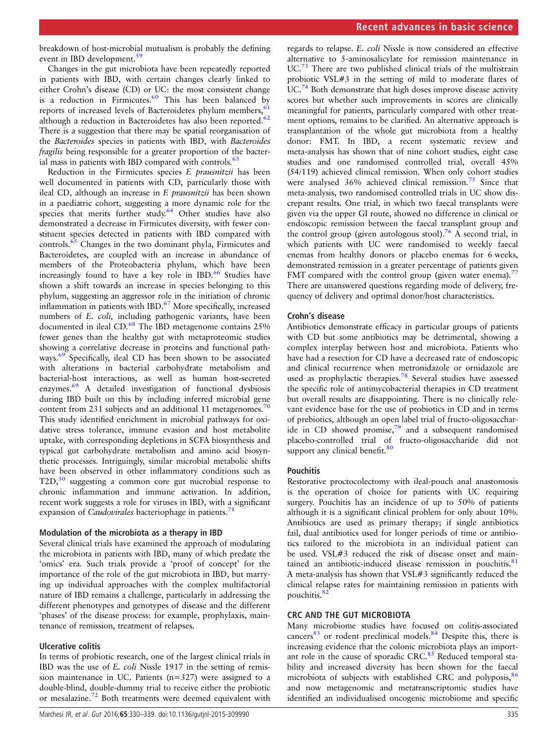breakdown of host-microbial mutualism is probably the defining event in IBD development.[59]

Changes in the gut microbiota have been repeatedly reported in patients with IBD, with certain changes clearly linked to either Crohn's disease (CD) or UC: the most consistent change is a reduction in Firmicutes.[60] This has been balanced by reports of increased levels of Bacteroidetes phylum members,[61] although a reduction in Bacteroidetes has also been reported.[62] There is a suggestion that there may be spatial reorganisation of the *Bacteroides* species in patients with IBD, with *Bacteroides fragilis* being responsible for a greater proportion of the bacterial mass in patients with IBD compared with controls.[63]

Reduction in the Firmicutes species *F. prausnitzii* has been well documented in patients with CD, particularly those with ileal CD, although an increase in *F. prausnitzii* has been shown in a paediatric cohort, suggesting a more dynamic role for the species that merits further study.[64] Other studies have also demonstrated a decrease in Firmicutes diversity, with fewer constituent species detected in patients with IBD compared with controls.[65] Changes in the two dominant phyla, Firmicutes and Bacteroidetes, are coupled with an increase in abundance of members of the Proteobacteria phylum, which have been increasingly found to have a key role in IBD.[66] Studies have shown a shift towards an increase in species belonging to this phylum, suggesting an aggressor role in the initiation of chronic inflammation in patients with IBD.[67] More specifically, increased numbers of *E. coli,* including pathogenic variants, have been documented in ileal CD.[68] The IBD metagenome contains 25% fewer genes than the healthy gut with metaproteomic studies showing a correlative decrease in proteins and functional pathways.[69] Specifically, ileal CD has been shown to be associated with alterations in bacterial carbohydrate metabolism and bacterial-host interactions, as well as human host-secreted enzymes.[69] A detailed investigation of functional dysbiosis during IBD built on this by including inferred microbial gene content from 231 subjects and an additional 11 metagenomes.[70] This study identified enrichment in microbial pathways for oxidative stress tolerance, immune evasion and host metabolite uptake, with corresponding depletions in SCFA biosynthesis and typical gut carbohydrate metabolism and amino acid biosynthetic processes. Intriguingly, similar microbial metabolic shifts have been observed in other inflammatory conditions such as T2D,[30] suggesting a common core gut microbial response to chronic inflammation and immune activation. In addition, recent work suggests a role for viruses in IBD, with a significant expansion of *Caudovirales* bacteriophage in patients.[71]

### Modulation of the microbiota as a therapy in IBD

Several clinical trials have examined the approach of modulating the microbiota in patients with IBD, many of which predate the 'omics' era. Such trials provide a 'proof of concept' for the importance of the role of the gut microbiota in IBD, but marrying up individual approaches with the complex multifactorial nature of IBD remains a challenge, particularly in addressing the different phenotypes and genotypes of disease and the different 'phases' of the disease process: for example, prophylaxis, maintenance of remission, treatment of relapses.

### Ulcerative colitis

In terms of probiotic research, one of the largest clinical trials in IBD was the use of *E. coli* Nissle 1917 in the setting of remission maintenance in UC. Patients (n=327) were assigned to a double-blind, double-dummy trial to receive either the probiotic or mesalazine.[72] Both treatments were deemed equivalent with regards to relapse. *E. coli* Nissle is now considered an effective alternative to 5-aminosalicylate for remission maintenance in UC.[73] There are two published clinical trials of the multistrain probiotic VSL#3 in the setting of mild to moderate flares of UC.[74] Both demonstrate that high doses improve disease activity scores but whether such improvements in scores are clinically meaningful for patients, particularly compared with other treatment options, remains to be clarified. An alternative approach is transplantation of the whole gut microbiota from a healthy donor: FMT. In IBD, a recent systematic review and meta-analysis has shown that of nine cohort studies, eight case studies and one randomised controlled trial, overall 45% (54/119) achieved clinical remission. When only cohort studies were analysed 36% achieved clinical remission.[75] Since that meta-analysis, two randomised controlled trials in UC show discrepant results. One trial, in which two faecal transplants were given via the upper GI route, showed no difference in clinical or endoscopic remission between the faecal transplant group and the control group (given autologous stool).[76] A second trial, in which patients with UC were randomised to weekly faecal enemas from healthy donors or placebo enemas for 6 weeks, demonstrated remission in a greater percentage of patients given FMT compared with the control group (given water enema).[77] There are unanswered questions regarding mode of delivery, frequency of delivery and optimal donor/host characteristics.

### Crohn's disease

Antibiotics demonstrate efficacy in particular groups of patients with CD but some antibiotics may be detrimental, showing a complex interplay between host and microbiota. Patients who have had a resection for CD have a decreased rate of endoscopic and clinical recurrence when metronidazole or ornidazole are used as prophylactic therapies.[78] Several studies have assessed the specific role of antimycobacterial therapies in CD treatment but overall results are disappointing. There is no clinically relevant evidence base for the use of probiotics in CD and in terms of prebiotics, although an open label trial of fructo-oligosaccharide in CD showed promise,[79] and a subsequent randomised placebo-controlled trial of fructo-oligosaccharide did not support any clinical benefit.[80]

### Pouchitis

Restorative proctocolectomy with ileal-pouch anal anastomosis is the operation of choice for patients with UC requiring surgery. Pouchitis has an incidence of up to 50% of patients although it is a significant clinical problem for only about 10%. Antibiotics are used as primary therapy; if single antibiotics fail, dual antibiotics used for longer periods of time or antibiotics tailored to the microbiota in an individual patient can be used. VSL#3 reduced the risk of disease onset and maintained an antibiotic-induced disease remission in pouchitis.[81] A meta-analysis has shown that VSL#3 significantly reduced the clinical relapse rates for maintaining remission in patients with pouchitis.[82]

## CRC AND THE GUT MICROBIOTA

Many microbiome studies have focused on colitis-associated cancers[83] or rodent preclinical models.[84] Despite this, there is increasing evidence that the colonic microbiota plays an important role in the cause of sporadic CRC.[85] Reduced temporal stability and increased diversity has been shown for the faecal microbiota of subjects with established CRC and polyposis,[86] and now metagenomic and metatranscriptomic studies have identified an individualised oncogenic microbiome and specific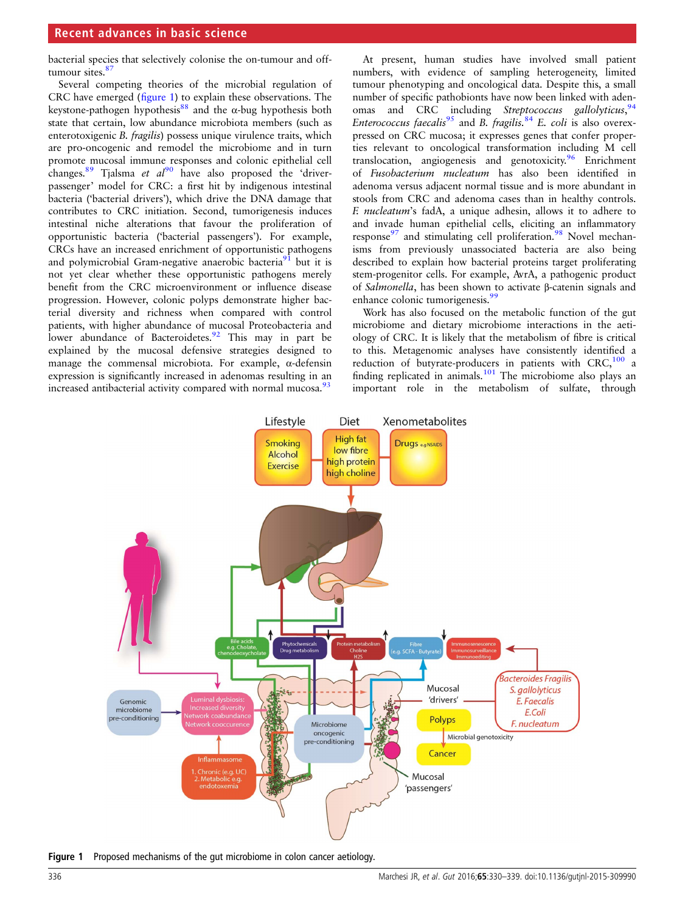bacterial species that selectively colonise the on-tumour and off-tumour sites.[87]

Several competing theories of the microbial regulation of CRC have emerged (figure 1) to explain these observations. The keystone-pathogen hypothesis[88] and the α-bug hypothesis both state that certain, low abundance microbiota members (such as enterotoxigenic *B. fragilis*) possess unique virulence traits, which are pro-oncogenic and remodel the microbiome and in turn promote mucosal immune responses and colonic epithelial cell changes.[89] Tjalsma *et al*[90] have also proposed the 'driver-passenger' model for CRC: a first hit by indigenous intestinal bacteria ('bacterial drivers'), which drive the DNA damage that contributes to CRC initiation. Second, tumorigenesis induces intestinal niche alterations that favour the proliferation of opportunistic bacteria ('bacterial passengers'). For example, CRCs have an increased enrichment of opportunistic pathogens and polymicrobial Gram-negative anaerobic bacteria[91] but it is not yet clear whether these opportunistic pathogens merely benefit from the CRC microenvironment or influence disease progression. However, colonic polyps demonstrate higher bacterial diversity and richness when compared with control patients, with higher abundance of mucosal Proteobacteria and lower abundance of Bacteroidetes.[92] This may in part be explained by the mucosal defensive strategies designed to manage the commensal microbiota. For example, α-defensin expression is significantly increased in adenomas resulting in an increased antibacterial activity compared with normal mucosa.[93]

At present, human studies have involved small patient numbers, with evidence of sampling heterogeneity, limited tumour phenotyping and oncological data. Despite this, a small number of specific pathobionts have now been linked with adenomas and CRC including *Streptococcus gallolyticus*,[94] *Enterococcus faecalis*[95] and *B. fragilis*.[84] *E. coli* is also overexpressed on CRC mucosa; it expresses genes that confer properties relevant to oncological transformation including M cell translocation, angiogenesis and genotoxicity.[96] Enrichment of *Fusobacterium nucleatum* has also been identified in adenoma versus adjacent normal tissue and is more abundant in stools from CRC and adenoma cases than in healthy controls. *F. nucleatum*'s fadA, a unique adhesin, allows it to adhere to and invade human epithelial cells, eliciting an inflammatory response[97] and stimulating cell proliferation.[98] Novel mechanisms from previously unassociated bacteria are also being described to explain how bacterial proteins target proliferating stem-progenitor cells. For example, AvrA, a pathogenic product of *Salmonella*, has been shown to activate β-catenin signals and enhance colonic tumorigenesis.[99]

Work has also focused on the metabolic function of the gut microbiome and dietary microbiome interactions in the aetiology of CRC. It is likely that the metabolism of fibre is critical to this. Metagenomic analyses have consistently identified a reduction of butyrate-producers in patients with CRC,[100] a finding replicated in animals.[101] The microbiome also plays an important role in the metabolism of sulfate, through

**Figure 1** Proposed mechanisms of the gut microbiome in colon cancer aetiology.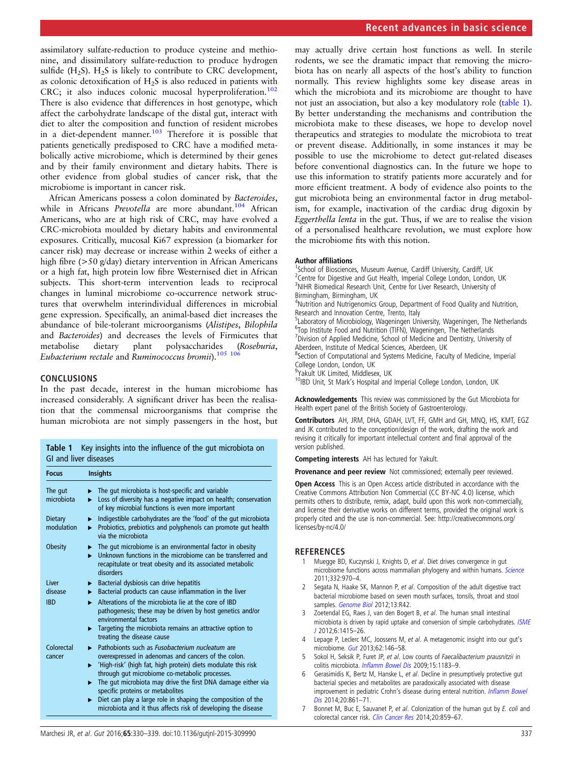assimilatory sulfate-reduction to produce cysteine and methionine, and dissimilatory sulfate-reduction to produce hydrogen sulfide ($H_2S$). $H_2S$ is likely to contribute to CRC development, as colonic detoxification of $H_2S$ is also reduced in patients with CRC; it also induces colonic mucosal hyperproliferation.[102] There is also evidence that differences in host genotype, which affect the carbohydrate landscape of the distal gut, interact with diet to alter the composition and function of resident microbes in a diet-dependent manner.[103] Therefore it is possible that patients genetically predisposed to CRC have a modified metabolically active microbiome, which is determined by their genes and by their family environment and dietary habits. There is other evidence from global studies of cancer risk, that the microbiome is important in cancer risk.

African Americans possess a colon dominated by *Bacteroides*, while in Africans *Prevotella* are more abundant.[104] African Americans, who are at high risk of CRC, may have evolved a CRC-microbiota moulded by dietary habits and environmental exposures. Critically, mucosal Ki67 expression (a biomarker for cancer risk) may decrease or increase within 2 weeks of either a high fibre (>50 g/day) dietary intervention in African Americans or a high fat, high protein low fibre Westernised diet in African subjects. This short-term intervention leads to reciprocal changes in luminal microbiome co-occurrence network structures that overwhelm interindividual differences in microbial gene expression. Specifically, an animal-based diet increases the abundance of bile-tolerant microorganisms (*Alistipes*, *Bilophila* and *Bacteroides*) and decreases the levels of Firmicutes that metabolise dietary plant polysaccharides (*Roseburia*, *Eubacterium rectale* and *Ruminococcus bromii*).[105 106]

## CONCLUSIONS

In the past decade, interest in the human microbiome has increased considerably. A significant driver has been the realisation that the commensal microorganisms that comprise the human microbiota are not simply passengers in the host, but may actually drive certain host functions as well. In sterile rodents, we see the dramatic impact that removing the microbiota has on nearly all aspects of the host's ability to function normally. This review highlights some key disease areas in which the microbiota and its microbiome are thought to have not just an association, but also a key modulatory role (table 1). By better understanding the mechanisms and contribution the microbiota make to these diseases, we hope to develop novel therapeutics and strategies to modulate the microbiota to treat or prevent disease. Additionally, in some instances it may be possible to use the microbiome to detect gut-related diseases before conventional diagnostics can. In the future we hope to use this information to stratify patients more accurately and for more efficient treatment. A body of evidence also points to the gut microbiota being an environmental factor in drug metabolism, for example, inactivation of the cardiac drug digoxin by *Eggerthella lenta* in the gut. Thus, if we are to realise the vision of a personalised healthcare revolution, we must explore how the microbiome fits with this notion.

**Table 1** Key insights into the influence of the gut microbiota on GI and liver diseases

| Focus | Insights |
|---|---|
| The gut microbiota | ▸ The gut microbiota is host-specific and variable<br>▸ Loss of diversity has a negative impact on health; conservation of key microbial functions is even more important |
| Dietary modulation | ▸ Indigestible carbohydrates are the 'food' of the gut microbiota<br>▸ Probiotics, prebiotics and polyphenols can promote gut health via the microbiota |
| Obesity | ▸ The gut microbiome is an environmental factor in obesity<br>▸ Unknown functions in the microbiome can be transferred and recapitulate or treat obesity and its associated metabolic disorders |
| Liver disease | ▸ Bacterial dysbiosis can drive hepatitis<br>▸ Bacterial products can cause inflammation in the liver |
| IBD | ▸ Alterations of the microbiota lie at the core of IBD pathogenesis; these may be driven by host genetics and/or environmental factors<br>▸ Targeting the microbiota remains an attractive option to treating the disease cause |
| Colorectal cancer | ▸ Pathobionts such as *Fusobacterium nucleatum* are overexpressed in adenomas and cancers of the colon.<br>▸ 'High-risk' (high fat, high protein) diets modulate this risk through gut microbiome co-metabolic processes.<br>▸ The gut microbiota may drive the first DNA damage either via specific proteins or metabolites<br>▸ Diet can play a large role in shaping the composition of the microbiota and it thus affects risk of developing the disease |

### Author affiliations

[1]School of Biosciences, Museum Avenue, Cardiff University, Cardiff, UK
[2]Centre for Digestive and Gut Health, Imperial College London, London, UK
[3]NIHR Biomedical Research Unit, Centre for Liver Research, University of Birmingham, Birmingham, UK
[4]Nutrition and Nutrigenomics Group, Department of Food Quality and Nutrition, Research and Innovation Centre, Trento, Italy
[5]Laboratory of Microbiology, Wageningen University, Wageningen, The Netherlands
[6]Top Institute Food and Nutrition (TIFN), Wageningen, The Netherlands
[7]Division of Applied Medicine, School of Medicine and Dentistry, University of Aberdeen, Institute of Medical Sciences, Aberdeen, UK
[8]Section of Computational and Systems Medicine, Faculty of Medicine, Imperial College London, London, UK
[9]Yakult UK Limited, Middlesex, UK
[10]IBD Unit, St Mark's Hospital and Imperial College London, London, UK

**Acknowledgements** This review was commissioned by the Gut Microbiota for Health expert panel of the British Society of Gastroenterology.

**Contributors** AH, JRM, DHA, GDAH, LVT, FF, GMH and GH, MNQ, HS, KMT, EGZ and JK contributed to the conception/design of the work, drafting the work and revising it critically for important intellectual content and final approval of the version published.

**Competing interests** AH has lectured for Yakult.

**Provenance and peer review** Not commissioned; externally peer reviewed.

**Open Access** This is an Open Access article distributed in accordance with the Creative Commons Attribution Non Commercial (CC BY-NC 4.0) license, which permits others to distribute, remix, adapt, build upon this work non-commercially, and license their derivative works on different terms, provided the original work is properly cited and the use is non-commercial. See: http://creativecommons.org/licenses/by-nc/4.0/

## REFERENCES

1. Muegge BD, Kuczynski J, Knights D, *et al*. Diet drives convergence in gut microbiome functions across mammalian phylogeny and within humans. *Science* 2011;332:970–4.
2. Segata N, Haake SK, Mannon P, *et al*. Composition of the adult digestive tract bacterial microbiome based on seven mouth surfaces, tonsils, throat and stool samples. *Genome Biol* 2012;13:R42.
3. Zoetendal EG, Raes J, van den Bogert B, *et al*. The human small intestinal microbiota is driven by rapid uptake and conversion of simple carbohydrates. *ISME J* 2012;6:1415–26.
4. Lepage P, Leclerc MC, Joossens M, *et al*. A metagenomic insight into our gut's microbiome. *Gut* 2013;62:146–58.
5. Sokol H, Seksik P, Furet JP, *et al*. Low counts of *Faecalibacterium prausnitzii* in colitis microbiota. *Inflamm Bowel Dis* 2009;15:1183–9.
6. Gerasimidis K, Bertz M, Hanske L, *et al*. Decline in presumptively protective gut bacterial species and metabolites are paradoxically associated with disease improvement in pediatric Crohn's disease during enteral nutrition. *Inflamm Bowel Dis* 2014;20:861–71.
7. Bonnet M, Buc E, Sauvanet P, *et al*. Colonization of the human gut by *E. coli* and colorectal cancer risk. *Clin Cancer Res* 2014;20:859–67.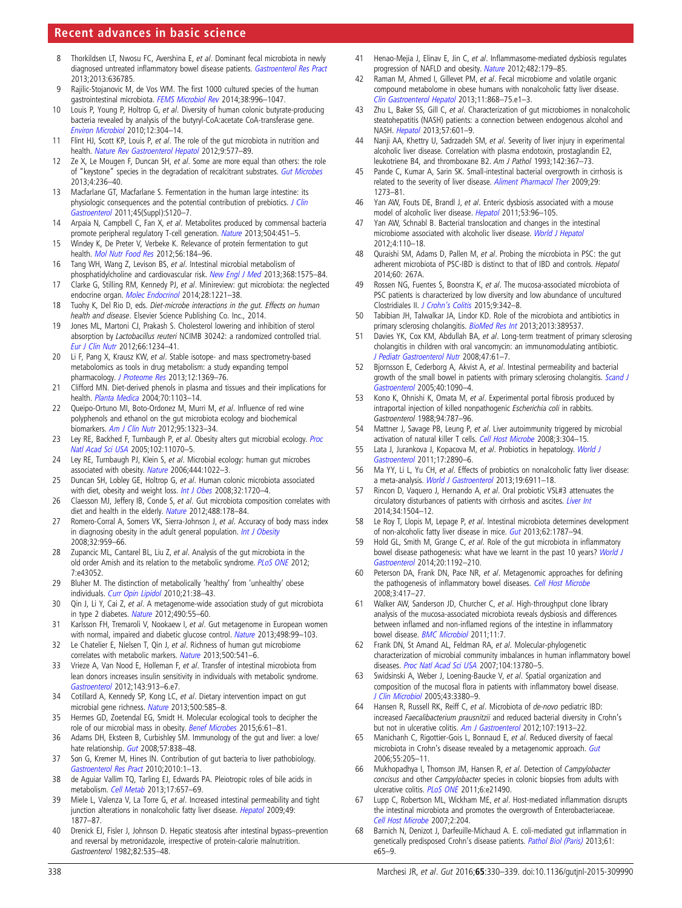8. Thorkildsen LT, Nwosu FC, Avershina E, *et al*. Dominant fecal microbiota in newly diagnosed untreated inflammatory bowel disease patients. *Gastroenterol Res Pract* 2013;2013:636785.
9. Rajilic-Stojanovic M, de Vos WM. The first 1000 cultured species of the human gastrointestinal microbiota. *FEMS Microbiol Rev* 2014;38:996–1047.
10. Louis P, Young P, Holtrop G, *et al*. Diversity of human colonic butyrate-producing bacteria revealed by analysis of the butyryl-CoA:acetate CoA-transferase gene. *Environ Microbiol* 2010;12:304–14.
11. Flint HJ, Scott KP, Louis P, *et al*. The role of the gut microbiota in nutrition and health. *Nature Rev Gastroenterol Hepatol* 2012;9:577–89.
12. Ze X, Le Mougen F, Duncan SH, *et al*. Some are more equal than others: the role of "keystone" species in the degradation of recalcitrant substrates. *Gut Microbes* 2013;4:236–40.
13. Macfarlane GT, Macfarlane S. Fermentation in the human large intestine: its physiologic consequences and the potential contribution of prebiotics. *J Clin Gastroenterol* 2011;45(Suppl):S120–7.
14. Arpaia N, Campbell C, Fan X, *et al*. Metabolites produced by commensal bacteria promote peripheral regulatory T-cell generation. *Nature* 2013;504:451–5.
15. Windey K, De Preter V, Verbeke K. Relevance of protein fermentation to gut health. *Mol Nutr Food Res* 2012;56:184–96.
16. Tang WH, Wang Z, Levison BS, *et al*. Intestinal microbial metabolism of phosphatidylcholine and cardiovascular risk. *New Engl J Med* 2013;368:1575–84.
17. Clarke G, Stilling RM, Kennedy PJ, *et al*. Minireview: gut microbiota: the neglected endocrine organ. *Molec Endocrinol* 2014;28:1221–38.
18. Tuohy K, Del Rio D, eds. *Diet-microbe interactions in the gut. Effects on human health and disease*. Elsevier Science Publishing Co. Inc., 2014.
19. Jones ML, Martoni CJ, Prakash S. Cholesterol lowering and inhibition of sterol absorption by *Lactobacillus reuteri* NCIMB 30242: a randomized controlled trial. *Eur J Clin Nutr* 2012;66:1234–41.
20. Li F, Pang X, Krausz KW, *et al*. Stable isotope- and mass spectrometry-based metabolomics as tools in drug metabolism: a study expanding tempol pharmacology. *J Proteome Res* 2013;12:1369–76.
21. Clifford MN. Diet-derived phenols in plasma and tissues and their implications for health. *Planta Medica* 2004;70:1103–14.
22. Queipo-Ortuno MI, Boto-Ordonez M, Murri M, *et al*. Influence of red wine polyphenols and ethanol on the gut microbiota ecology and biochemical biomarkers. *Am J Clin Nutr* 2012;95:1323–34.
23. Ley RE, Backhed F, Turnbaugh P, *et al*. Obesity alters gut microbial ecology. *Proc Natl Acad Sci USA* 2005;102:11070–5.
24. Ley RE, Turnbaugh PJ, Klein S, *et al*. Microbial ecology: human gut microbes associated with obesity. *Nature* 2006;444:1022–3.
25. Duncan SH, Lobley GE, Holtrop G, *et al*. Human colonic microbiota associated with diet, obesity and weight loss. *Int J Obes* 2008;32:1720–4.
26. Claesson MJ, Jeffery IB, Conde S, *et al*. Gut microbiota composition correlates with diet and health in the elderly. *Nature* 2012;488:178–84.
27. Romero-Corral A, Somers VK, Sierra-Johnson J, *et al*. Accuracy of body mass index in diagnosing obesity in the adult general population. *Int J Obesity* 2008;32:959–66.
28. Zupancic ML, Cantarel BL, Liu Z, *et al*. Analysis of the gut microbiota in the old order Amish and its relation to the metabolic syndrome. *PLoS ONE* 2012; 7:e43052.
29. Bluher M. The distinction of metabolically 'healthy' from 'unhealthy' obese individuals. *Curr Opin Lipidol* 2010;21:38–43.
30. Qin J, Li Y, Cai Z, *et al*. A metagenome-wide association study of gut microbiota in type 2 diabetes. *Nature* 2012;490:55–60.
31. Karlsson FH, Tremaroli V, Nookaew I, *et al*. Gut metagenome in European women with normal, impaired and diabetic glucose control. *Nature* 2013;498:99–103.
32. Le Chatelier E, Nielsen T, Qin J, *et al*. Richness of human gut microbiome correlates with metabolic markers. *Nature* 2013;500:541–6.
33. Vrieze A, Van Nood E, Holleman F, *et al*. Transfer of intestinal microbiota from lean donors increases insulin sensitivity in individuals with metabolic syndrome. *Gastroenterol* 2012;143:913–6.e7.
34. Cotillard A, Kennedy SP, Kong LC, *et al*. Dietary intervention impact on gut microbial gene richness. *Nature* 2013;500:585–8.
35. Hermes GD, Zoetendal EG, Smidt H. Molecular ecological tools to decipher the role of our microbial mass in obesity. *Benef Microbes* 2015;6:61–81.
36. Adams DH, Eksteen B, Curbishley SM. Immunology of the gut and liver: a love/hate relationship. *Gut* 2008;57:838–48.
37. Son G, Kremer M, Hines IN. Contribution of gut bacteria to liver pathobiology. *Gastroenterol Res Pract* 2010;2010:1–13.
38. de Aguiar Vallim TQ, Tarling EJ, Edwards PA. Pleiotropic roles of bile acids in metabolism. *Cell Metab* 2013;17:657–69.
39. Miele L, Valenza V, La Torre G, *et al*. Increased intestinal permeability and tight junction alterations in nonalcoholic fatty liver disease. *Hepatol* 2009;49: 1877–87.
40. Drenick EJ, Fisler J, Johnson D. Hepatic steatosis after intestinal bypass–prevention and reversal by metronidazole, irrespective of protein-calorie malnutrition. *Gastroenterol* 1982;82:535–48.
41. Henao-Mejia J, Elinav E, Jin C, *et al*. Inflammasome-mediated dysbiosis regulates progression of NAFLD and obesity. *Nature* 2012;482:179–85.
42. Raman M, Ahmed I, Gillevet PM, *et al*. Fecal microbiome and volatile organic compound metabolome in obese humans with nonalcoholic fatty liver disease. *Clin Gastroenterol Hepatol* 2013;11:868–75.e1–3.
43. Zhu L, Baker SS, Gill C, *et al*. Characterization of gut microbiomes in nonalcoholic steatohepatitis (NASH) patients: a connection between endogenous alcohol and NASH. *Hepatol* 2013;57:601–9.
44. Nanji AA, Khettry U, Sadrzadeh SM, *et al*. Severity of liver injury in experimental alcoholic liver disease. Correlation with plasma endotoxin, prostaglandin E2, leukotriene B4, and thromboxane B2. *Am J Pathol* 1993;142:367–73.
45. Pande C, Kumar A, Sarin SK. Small-intestinal bacterial overgrowth in cirrhosis is related to the severity of liver disease. *Aliment Pharmacol Ther* 2009;29: 1273–81.
46. Yan AW, Fouts DE, Brandl J, *et al*. Enteric dysbiosis associated with a mouse model of alcoholic liver disease. *Hepatol* 2011;53:96–105.
47. Yan AW, Schnabl B. Bacterial translocation and changes in the intestinal microbiome associated with alcoholic liver disease. *World J Hepatol* 2012;4:110–18.
48. Quraishi SM, Adams D, Pallen M, *et al*. Probing the microbiota in PSC: the gut adherent microbiota of PSC-IBD is distinct to that of IBD and controls. *Hepatol* 2014;60: 267A.
49. Rossen NG, Fuentes S, Boonstra K, *et al*. The mucosa-associated microbiota of PSC patients is characterized by low diversity and low abundance of uncultured Clostridiales II. *J Crohn's Colitis* 2015;9:342–8.
50. Tabibian JH, Talwalkar JA, Lindor KD. Role of the microbiota and antibiotics in primary sclerosing cholangitis. *BioMed Res Int* 2013;2013:389537.
51. Davies YK, Cox KM, Abdullah BA, *et al*. Long-term treatment of primary sclerosing cholangitis in children with oral vancomycin: an immunomodulating antibiotic. *J Pediatr Gastroenterol Nutr* 2008;47:61–7.
52. Bjornsson E, Cederborg A, Akvist A, *et al*. Intestinal permeability and bacterial growth of the small bowel in patients with primary sclerosing cholangitis. *Scand J Gastroenterol* 2005;40:1090–4.
53. Kono K, Ohnishi K, Omata M, *et al*. Experimental portal fibrosis produced by intraportal injection of killed nonpathogenic *Escherichia coli* in rabbits. *Gastroenterol* 1988;94:787–96.
54. Mattner J, Savage PB, Leung P, *et al*. Liver autoimmunity triggered by microbial activation of natural killer T cells. *Cell Host Microbe* 2008;3:304–15.
55. Lata J, Jurankova J, Kopacova M, *et al*. Probiotics in hepatology. *World J Gastroenterol* 2011;17:2890–6.
56. Ma YY, Li L, Yu CH, *et al*. Effects of probiotics on nonalcoholic fatty liver disease: a meta-analysis. *World J Gastroenterol* 2013;19:6911–18.
57. Rincon D, Vaquero J, Hernando A, *et al*. Oral probiotic VSL#3 attenuates the circulatory disturbances of patients with cirrhosis and ascites. *Liver Int* 2014;34:1504–12.
58. Le Roy T, Llopis M, Lepage P, *et al*. Intestinal microbiota determines development of non-alcoholic fatty liver disease in mice. *Gut* 2013;62:1787–94.
59. Hold GL, Smith M, Grange C, *et al*. Role of the gut microbiota in inflammatory bowel disease pathogenesis: what have we learnt in the past 10 years? *World J Gastroenterol* 2014;20:1192–210.
60. Peterson DA, Frank DN, Pace NR, *et al*. Metagenomic approaches for defining the pathogenesis of inflammatory bowel diseases. *Cell Host Microbe* 2008;3:417–27.
61. Walker AW, Sanderson JD, Churcher C, *et al*. High-throughput clone library analysis of the mucosa-associated microbiota reveals dysbiosis and differences between inflamed and non-inflamed regions of the intestine in inflammatory bowel disease. *BMC Microbiol* 2011;11:7.
62. Frank DN, St Amand AL, Feldman RA, *et al*. Molecular-phylogenetic characterization of microbial community imbalances in human inflammatory bowel diseases. *Proc Natl Acad Sci USA* 2007;104:13780–5.
63. Swidsinski A, Weber J, Loening-Baucke V, *et al*. Spatial organization and composition of the mucosal flora in patients with inflammatory bowel disease. *J Clin Microbiol* 2005;43:3380–9.
64. Hansen R, Russell RK, Reiff C, *et al*. Microbiota of *de-novo* pediatric IBD: increased *Faecalibacterium prausnitzii* and reduced bacterial diversity in Crohn's but not in ulcerative colitis. *Am J Gastroenterol* 2012;107:1913–22.
65. Manichanh C, Rigottier-Gois L, Bonnaud E, *et al*. Reduced diversity of faecal microbiota in Crohn's disease revealed by a metagenomic approach. *Gut* 2006;55:205–11.
66. Mukhopadhya I, Thomson JM, Hansen R, *et al*. Detection of *Campylobacter concisus* and other *Campylobacter* species in colonic biopsies from adults with ulcerative colitis. *PLoS ONE* 2011;6:e21490.
67. Lupp C, Robertson ML, Wickham ME, *et al*. Host-mediated inflammation disrupts the intestinal microbiota and promotes the overgrowth of Enterobacteriaceae. *Cell Host Microbe* 2007;2:204.
68. Barnich N, Denizot J, Darfeuille-Michaud A. E. coli-mediated gut inflammation in genetically predisposed Crohn's disease patients. *Pathol Biol (Paris)* 2013;61: e65–9.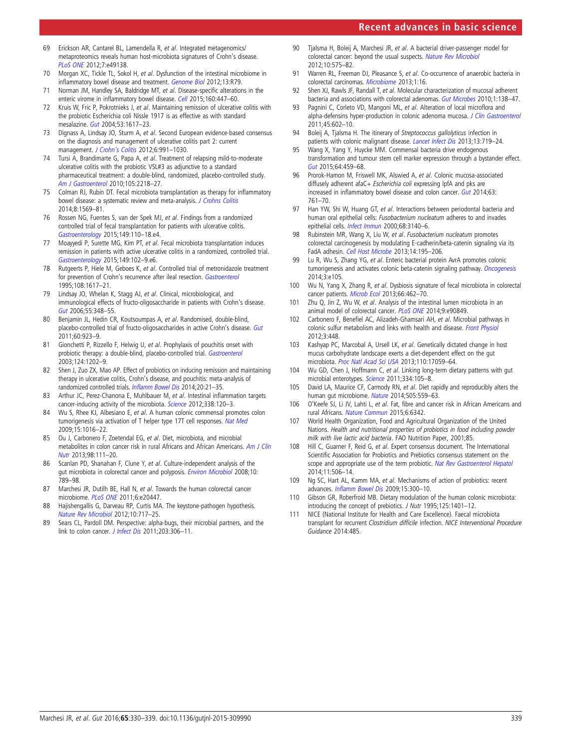69. Erickson AR, Cantarel BL, Lamendella R, *et al*. Integrated metagenomics/metaproteomics reveals human host-microbiota signatures of Crohn's disease. *PLoS ONE* 2012;7:e49138.
70. Morgan XC, Tickle TL, Sokol H, *et al*. Dysfunction of the intestinal microbiome in inflammatory bowel disease and treatment. *Genome Biol* 2012;13:R79.
71. Norman JM, Handley SA, Baldridge MT, *et al*. Disease-specific alterations in the enteric virome in inflammatory bowel disease. *Cell* 2015;160:447–60.
72. Kruis W, Fric P, Pokrotnieks J, *et al*. Maintaining remission of ulcerative colitis with the probiotic Escherichia coli Nissle 1917 is as effective as with standard mesalazine. *Gut* 2004;53:1617–23.
73. Dignass A, Lindsay JO, Sturm A, *et al*. Second European evidence-based consensus on the diagnosis and management of ulcerative colitis part 2: current management. *J Crohn's Colitis* 2012;6:991–1030.
74. Tursi A, Brandimarte G, Papa A, *et al*. Treatment of relapsing mild-to-moderate ulcerative colitis with the probiotic VSL#3 as adjunctive to a standard pharmaceutical treatment: a double-blind, randomized, placebo-controlled study. *Am J Gastroenterol* 2010;105:2218–27.
75. Colman RJ, Rubin DT. Fecal microbiota transplantation as therapy for inflammatory bowel disease: a systematic review and meta-analysis. *J Crohns Colitis* 2014;8:1569–81.
76. Rossen NG, Fuentes S, van der Spek MJ, *et al*. Findings from a randomized controlled trial of fecal transplantation for patients with ulcerative colitis. *Gastroenterology* 2015;149:110–18.e4.
77. Moayyedi P, Surette MG, Kim PT, *et al*. Fecal microbiota transplantation induces remission in patients with active ulcerative colitis in a randomized, controlled trial. *Gastroenterology* 2015;149:102–9.e6.
78. Rutgeerts P, Hiele M, Geboes K, *et al*. Controlled trial of metronidazole treatment for prevention of Crohn's recurrence after ileal resection. *Gastroenterol* 1995;108:1617–21.
79. Lindsay JO, Whelan K, Stagg AJ, *et al*. Clinical, microbiological, and immunological effects of fructo-oligosaccharide in patients with Crohn's disease. *Gut* 2006;55:348–55.
80. Benjamin JL, Hedin CR, Koutsoumpas A, *et al*. Randomised, double-blind, placebo-controlled trial of fructo-oligosaccharides in active Crohn's disease. *Gut* 2011;60:923–9.
81. Gionchetti P, Rizzello F, Helwig U, *et al*. Prophylaxis of pouchitis onset with probiotic therapy: a double-blind, placebo-controlled trial. *Gastroenterol* 2003;124:1202–9.
82. Shen J, Zuo ZX, Mao AP. Effect of probiotics on inducing remission and maintaining therapy in ulcerative colitis, Crohn's disease, and pouchitis: meta-analysis of randomized controlled trials. *Inflamm Bowel Dis* 2014;20:21–35.
83. Arthur JC, Perez-Chanona E, Muhlbauer M, *et al*. Intestinal inflammation targets cancer-inducing activity of the microbiota. *Science* 2012;338:120–3.
84. Wu S, Rhee KJ, Albesiano E, *et al*. A human colonic commensal promotes colon tumorigenesis via activation of T helper type 17T cell responses. *Nat Med* 2009;15:1016–22.
85. Ou J, Carbonero F, Zoetendal EG, *et al*. Diet, microbiota, and microbial metabolites in colon cancer risk in rural Africans and African Americans. *Am J Clin Nutr* 2013;98:111–20.
86. Scanlan PD, Shanahan F, Clune Y, *et al*. Culture-independent analysis of the gut microbiota in colorectal cancer and polyposis. *Environ Microbiol* 2008;10:789–98.
87. Marchesi JR, Dutilh BE, Hall N, *et al*. Towards the human colorectal cancer microbiome. *PLoS ONE* 2011;6:e20447.
88. Hajishengallis G, Darveau RP, Curtis MA. The keystone-pathogen hypothesis. *Nature Rev Microbiol* 2012;10:717–25.
89. Sears CL, Pardoll DM. Perspective: alpha-bugs, their microbial partners, and the link to colon cancer. *J Infect Dis* 2011;203:306–11.
90. Tjalsma H, Boleij A, Marchesi JR, *et al*. A bacterial driver-passenger model for colorectal cancer: beyond the usual suspects. *Nature Rev Microbiol* 2012;10:575–82.
91. Warren RL, Freeman DJ, Pleasance S, *et al*. Co-occurrence of anaerobic bacteria in colorectal carcinomas. *Microbiome* 2013;1:16.
92. Shen XJ, Rawls JF, Randall T, *et al*. Molecular characterization of mucosal adherent bacteria and associations with colorectal adenomas. *Gut Microbes* 2010;1:138–47.
93. Pagnini C, Corleto VD, Mangoni ML, *et al*. Alteration of local microflora and alpha-defensins hyper-production in colonic adenoma mucosa. *J Clin Gastroenterol* 2011;45:602–10.
94. Boleij A, Tjalsma H. The itinerary of *Streptococcus gallolyticus* infection in patients with colonic malignant disease. *Lancet Infect Dis* 2013;13:719–24.
95. Wang X, Yang Y, Huycke MM. Commensal bacteria drive endogenous transformation and tumour stem cell marker expression through a bystander effect. *Gut* 2015;64:459–68.
96. Prorok-Hamon M, Friswell MK, Alswied A, *et al*. Colonic mucosa-associated diffusely adherent afaC+ *Escherichia coli* expressing lpfA and pks are increased in inflammatory bowel disease and colon cancer. *Gut* 2014;63:761–70.
97. Han YW, Shi W, Huang GT, *et al*. Interactions between periodontal bacteria and human oral epithelial cells: *Fusobacterium nucleatum* adheres to and invades epithelial cells. *Infect Immun* 2000;68:3140–6.
98. Rubinstein MR, Wang X, Liu W, *et al*. *Fusobacterium nucleatum* promotes colorectal carcinogenesis by modulating E-cadherin/beta-catenin signaling via its FadA adhesin. *Cell Host Microbe* 2013;14:195–206.
99. Lu R, Wu S, Zhang YG, *et al*. Enteric bacterial protein AvrA promotes colonic tumorigenesis and activates colonic beta-catenin signaling pathway. *Oncogenesis* 2014;3:e105.
100. Wu N, Yang X, Zhang R, *et al*. Dysbiosis signature of fecal microbiota in colorectal cancer patients. *Microb Ecol* 2013;66:462–70.
101. Zhu Q, Jin Z, Wu W, *et al*. Analysis of the intestinal lumen microbiota in an animal model of colorectal cancer. *PLoS ONE* 2014;9:e90849.
102. Carbonero F, Benefiel AC, Alizadeh-Ghamsari AH, *et al*. Microbial pathways in colonic sulfur metabolism and links with health and disease. *Front Physiol* 2012;3:448.
103. Kashyap PC, Marcobal A, Ursell LK, *et al*. Genetically dictated change in host mucus carbohydrate landscape exerts a diet-dependent effect on the gut microbiota. *Proc Natl Acad Sci USA* 2013;110:17059–64.
104. Wu GD, Chen J, Hoffmann C, *et al*. Linking long-term dietary patterns with gut microbial enterotypes. *Science* 2011;334:105–8.
105. David LA, Maurice CF, Carmody RN, *et al*. Diet rapidly and reproducibly alters the human gut microbiome. *Nature* 2014;505:559–63.
106. O'Keefe SJ, Li JV, Lahti L, *et al*. Fat, fibre and cancer risk in African Americans and rural Africans. *Nature Commun* 2015;6:6342.
107. World Health Organization, Food and Agricultural Organization of the United Nations. *Health and nutritional properties of probiotics in food including powder milk with live lactic acid bacteria*. FAO Nutrition Paper, 2001;85.
108. Hill C, Guarner F, Reid G, *et al*. Expert consensus document. The International Scientific Association for Probiotics and Prebiotics consensus statement on the scope and appropriate use of the term probiotic. *Nat Rev Gastroenterol Hepatol* 2014;11:506–14.
109. Ng SC, Hart AL, Kamm MA, *et al*. Mechanisms of action of probiotics: recent advances. *Inflamm Bowel Dis* 2009;15:300–10.
110. Gibson GR, Roberfroid MB. Dietary modulation of the human colonic microbiota: introducing the concept of prebiotics. *J Nutr* 1995;125:1401–12.
111. NICE (National Institute for Health and Care Excellence). Faecal microbiota transplant for recurrent *Clostridium difficile* infection. *NICE Interventional Procedure Guidance* 2014:485.